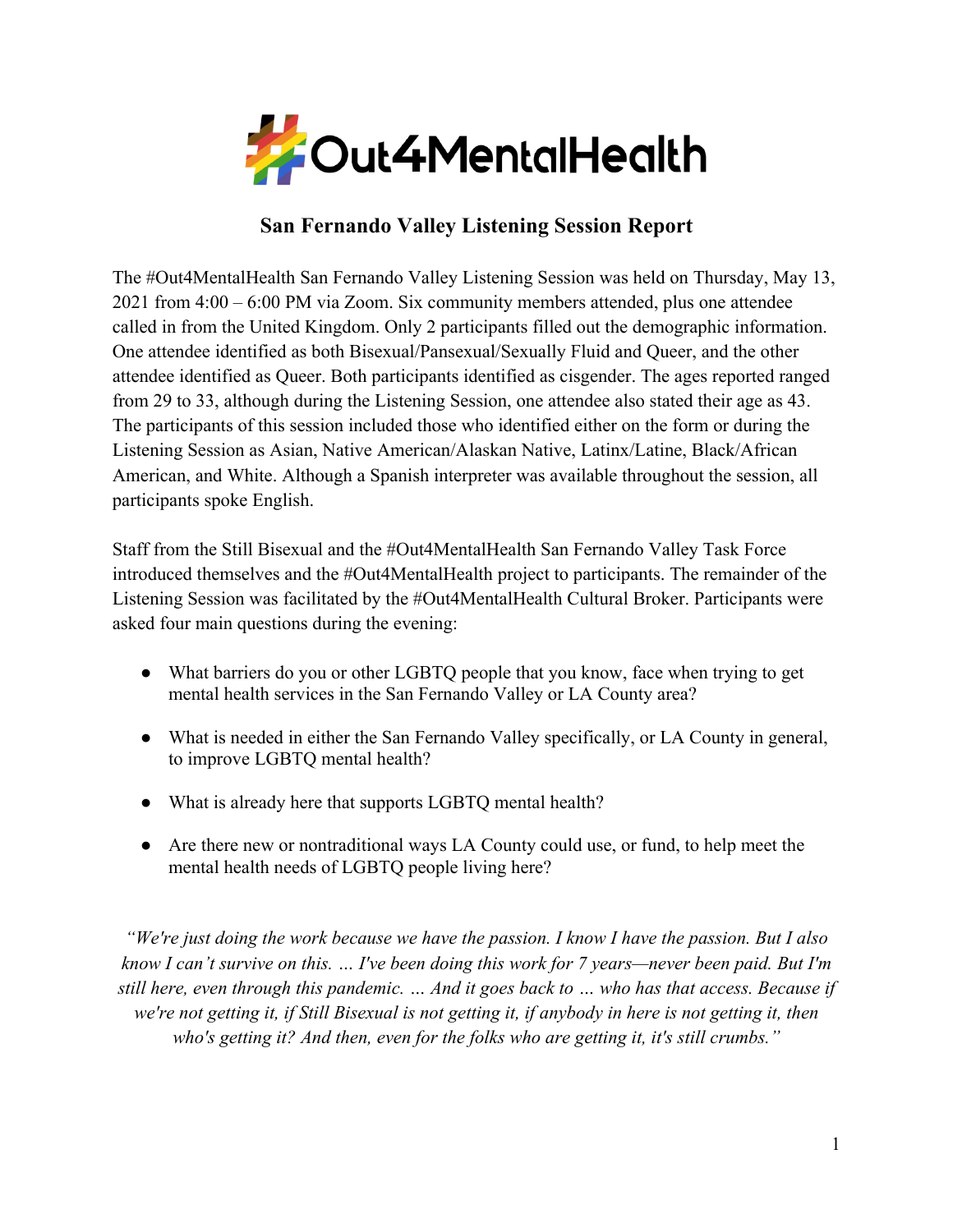# #Out4MentalHealth

## San Fernando Valley Listening Session Report

The #Out4MentalHealth San Fernando Valley Listening Session was held on Thursday, May 13, 2021 from 4:00 – 6:00 PM via Zoom. Six community members attended, plus one attendee called in from the United Kingdom. Only 2 participants filled out the demographic information. One attendee identified as both Bisexual/Pansexual/Sexually Fluid and Queer, and the other attendee identified as Queer. Both participants identified as cisgender. The ages reported ranged from 29 to 33, although during the Listening Session, one attendee also stated their age as 43. The participants of this session included those who identified either on the form or during the Listening Session as Asian, Native American/Alaskan Native, Latinx/Latine, Black/African American, and White. Although a Spanish interpreter was available throughout the session, all participants spoke English.

Staff from the Still Bisexual and the #Out4MentalHealth San Fernando Valley Task Force introduced themselves and the #Out4MentalHealth project to participants. The remainder of the Listening Session was facilitated by the #Out4MentalHealth Cultural Broker. Participants were asked four main questions during the evening:

- What barriers do you or other LGBTQ people that you know, face when trying to get mental health services in the San Fernando Valley or LA County area?
- What is needed in either the San Fernando Valley specifically, or LA County in general, to improve LGBTQ mental health?
- What is already here that supports LGBTQ mental health?
- Are there new or nontraditional ways LA County could use, or fund, to help meet the mental health needs of LGBTQ people living here?

*"We're just doing the work because we have the passion. I know I have the passion. But I also know I can't survive on this. … I've been doing this work for 7 years—never been paid. But I'm still here, even through this pandemic. … And it goes back to … who has that access. Because if we're not getting it, if Still Bisexual is not getting it, if anybody in here is not getting it, then who's getting it? And then, even for the folks who are getting it, it's still crumbs."*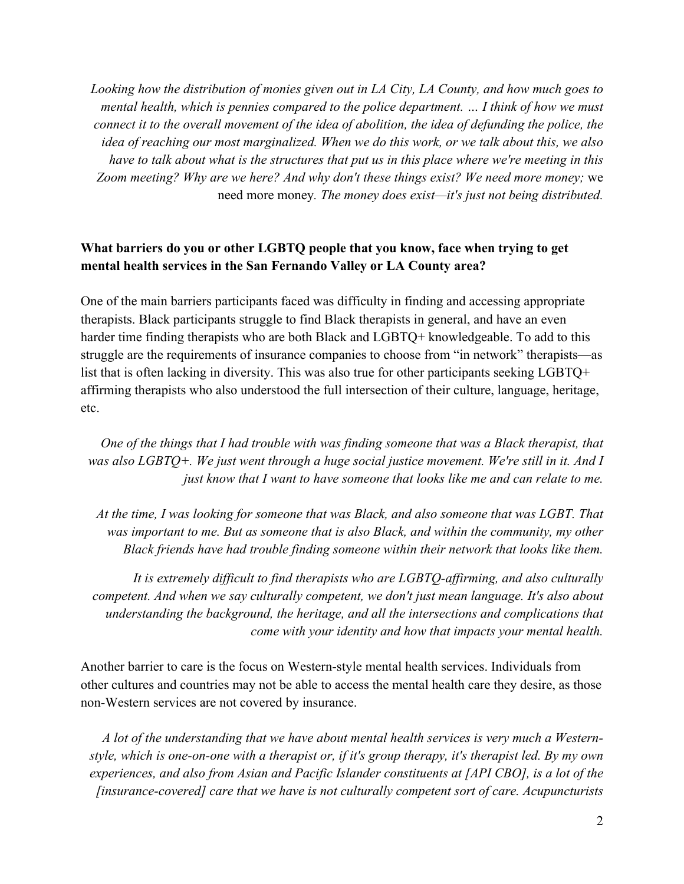*Looking how the distribution of monies given out in LA City, LA County, and how much goes to mental health, which is pennies compared to the police department. … I think of how we must connect it to the overall movement of the idea of abolition, the idea of defunding the police, the idea of reaching our most marginalized. When we do this work, or we talk about this, we also have to talk about what is the structures that put us in this place where we're meeting in this Zoom meeting? Why are we here? And why don't these things exist? We need more money;* we need more money*. The money does exist—it's just not being distributed.*

**What barriers do you or other LGBTQ people that you know, face when trying to get mental health services in the San Fernando Valley or LA County area?**

One of the main barriers participants faced was difficulty in finding and accessing appropriate therapists. Black participants struggle to find Black therapists in general, and have an even harder time finding therapists who are both Black and LGBTQ+ knowledgeable. To add to this struggle are the requirements of insurance companies to choose from "in network" therapists—as list that is often lacking in diversity. This was also true for other participants seeking LGBTQ+ affirming therapists who also understood the full intersection of their culture, language, heritage, etc.

*One of the things that I had trouble with was finding someone that was a Black therapist, that was also LGBTQ+. We just went through a huge social justice movement. We're still in it. And I just know that I want to have someone that looks like me and can relate to me.*

*At the time, I was looking for someone that was Black, and also someone that was LGBT. That was important to me. But as someone that is also Black, and within the community, my other Black friends have had trouble finding someone within their network that looks like them.*

*It is extremely difficult to find therapists who are LGBTQ-affirming, and also culturally competent. And when we say culturally competent, we don't just mean language. It's also about understanding the background, the heritage, and all the intersections and complications that come with your identity and how that impacts your mental health.*

Another barrier to care is the focus on Western-style mental health services. Individuals from other cultures and countries may not be able to access the mental health care they desire, as those non-Western services are not covered by insurance.

*A lot of the understanding that we have about mental health services is very much a Western-style, which is one-on-one with a therapist or, if it's group therapy, it's therapist led. By my own experiences, and also from Asian and Pacific Islander constituents at [API CBO], is a lot of the [insurance-covered] care that we have is not culturally competent sort of care. Acupuncturists*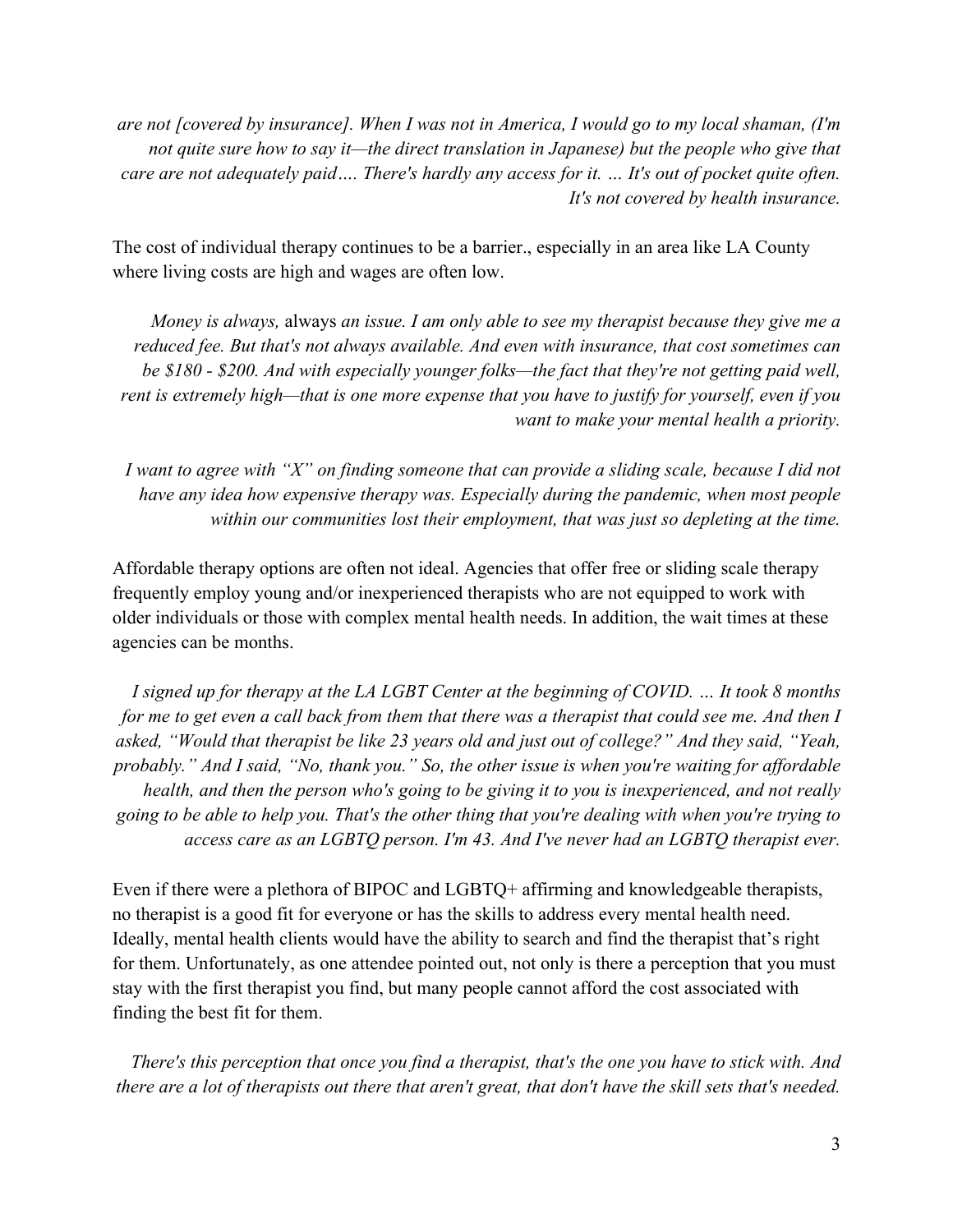*are not [covered by insurance]. When I was not in America, I would go to my local shaman, (I'm not quite sure how to say it—the direct translation in Japanese) but the people who give that care are not adequately paid…. There's hardly any access for it. … It's out of pocket quite often. It's not covered by health insurance.*

The cost of individual therapy continues to be a barrier., especially in an area like LA County where living costs are high and wages are often low.

*Money is always,* always *an issue. I am only able to see my therapist because they give me a reduced fee. But that's not always available. And even with insurance, that cost sometimes can be $180 - $200. And with especially younger folks—the fact that they're not getting paid well, rent is extremely high—that is one more expense that you have to justify for yourself, even if you want to make your mental health a priority.*

*I want to agree with "X" on finding someone that can provide a sliding scale, because I did not have any idea how expensive therapy was. Especially during the pandemic, when most people within our communities lost their employment, that was just so depleting at the time.*

Affordable therapy options are often not ideal. Agencies that offer free or sliding scale therapy frequently employ young and/or inexperienced therapists who are not equipped to work with older individuals or those with complex mental health needs. In addition, the wait times at these agencies can be months.

*I signed up for therapy at the LA LGBT Center at the beginning of COVID. … It took 8 months for me to get even a call back from them that there was a therapist that could see me. And then I asked, "Would that therapist be like 23 years old and just out of college?" And they said, "Yeah, probably." And I said, "No, thank you." So, the other issue is when you're waiting for affordable health, and then the person who's going to be giving it to you is inexperienced, and not really going to be able to help you. That's the other thing that you're dealing with when you're trying to access care as an LGBTQ person. I'm 43. And I've never had an LGBTQ therapist ever.*

Even if there were a plethora of BIPOC and LGBTQ+ affirming and knowledgeable therapists, no therapist is a good fit for everyone or has the skills to address every mental health need. Ideally, mental health clients would have the ability to search and find the therapist that's right for them. Unfortunately, as one attendee pointed out, not only is there a perception that you must stay with the first therapist you find, but many people cannot afford the cost associated with finding the best fit for them.

*There's this perception that once you find a therapist, that's the one you have to stick with. And there are a lot of therapists out there that aren't great, that don't have the skill sets that's needed.*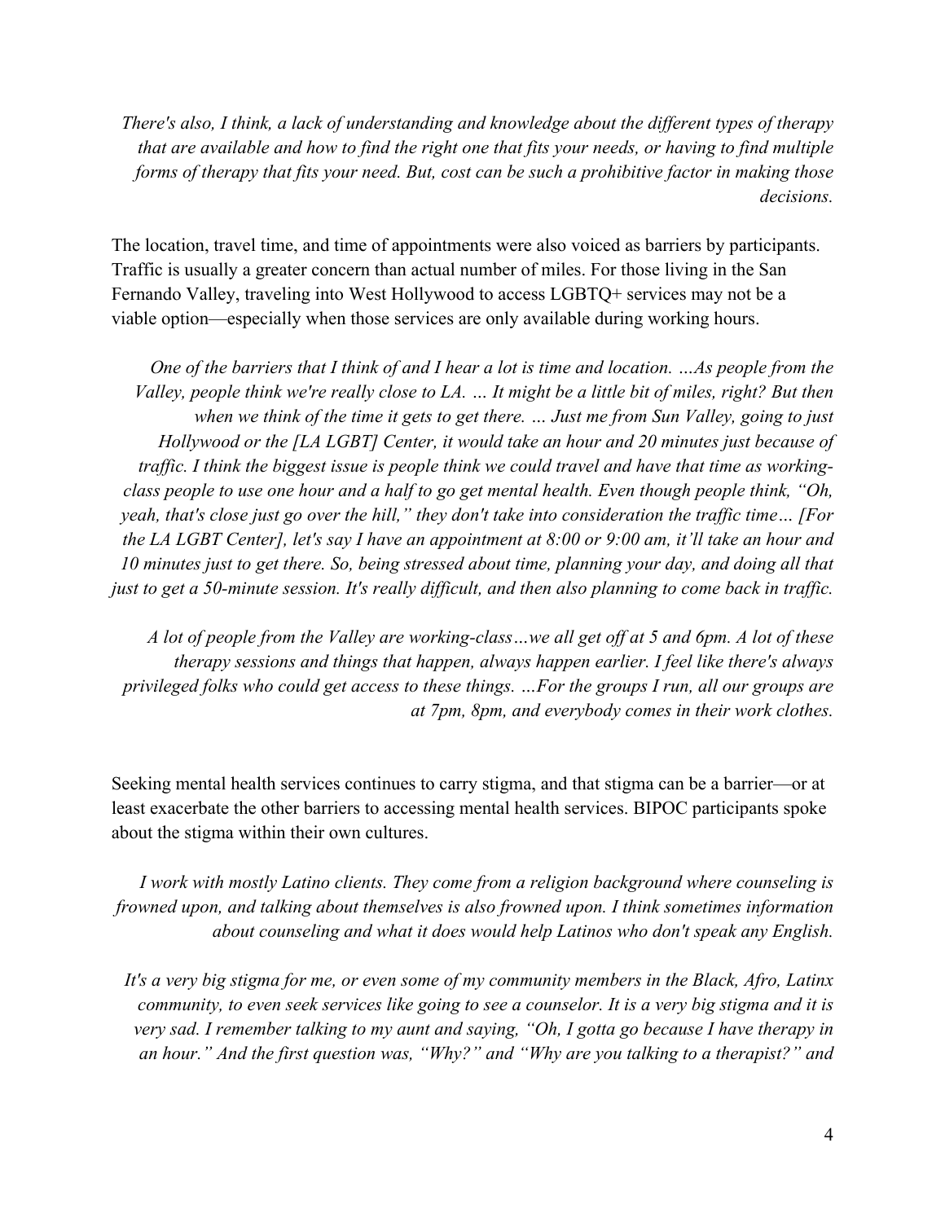*There's also, I think, a lack of understanding and knowledge about the different types of therapy that are available and how to find the right one that fits your needs, or having to find multiple forms of therapy that fits your need. But, cost can be such a prohibitive factor in making those decisions.*

The location, travel time, and time of appointments were also voiced as barriers by participants. Traffic is usually a greater concern than actual number of miles. For those living in the San Fernando Valley, traveling into West Hollywood to access LGBTQ+ services may not be a viable option—especially when those services are only available during working hours.

*One of the barriers that I think of and I hear a lot is time and location. …As people from the Valley, people think we're really close to LA. … It might be a little bit of miles, right? But then when we think of the time it gets to get there. … Just me from Sun Valley, going to just Hollywood or the [LA LGBT] Center, it would take an hour and 20 minutes just because of traffic. I think the biggest issue is people think we could travel and have that time as working-class people to use one hour and a half to go get mental health. Even though people think, "Oh, yeah, that's close just go over the hill," they don't take into consideration the traffic time… [For the LA LGBT Center], let's say I have an appointment at 8:00 or 9:00 am, it'll take an hour and 10 minutes just to get there. So, being stressed about time, planning your day, and doing all that just to get a 50-minute session. It's really difficult, and then also planning to come back in traffic.*

*A lot of people from the Valley are working-class…we all get off at 5 and 6pm. A lot of these therapy sessions and things that happen, always happen earlier. I feel like there's always privileged folks who could get access to these things. …For the groups I run, all our groups are at 7pm, 8pm, and everybody comes in their work clothes.*

Seeking mental health services continues to carry stigma, and that stigma can be a barrier—or at least exacerbate the other barriers to accessing mental health services. BIPOC participants spoke about the stigma within their own cultures.

*I work with mostly Latino clients. They come from a religion background where counseling is frowned upon, and talking about themselves is also frowned upon. I think sometimes information about counseling and what it does would help Latinos who don't speak any English.*

*It's a very big stigma for me, or even some of my community members in the Black, Afro, Latinx community, to even seek services like going to see a counselor. It is a very big stigma and it is very sad. I remember talking to my aunt and saying, "Oh, I gotta go because I have therapy in an hour." And the first question was, "Why?" and "Why are you talking to a therapist?" and*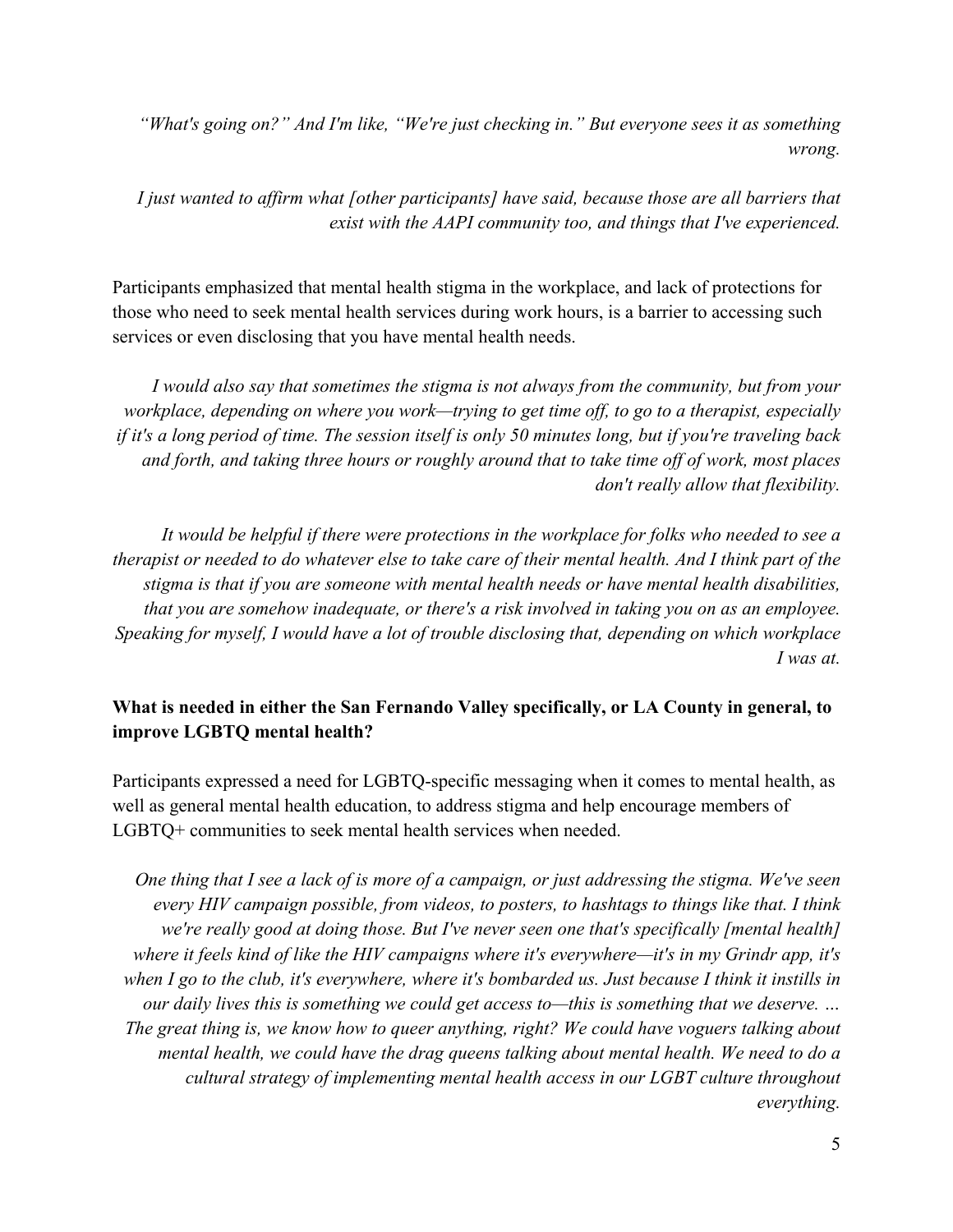*"What's going on?" And I'm like, "We're just checking in." But everyone sees it as something wrong.*

*I just wanted to affirm what [other participants] have said, because those are all barriers that exist with the AAPI community too, and things that I've experienced.*

Participants emphasized that mental health stigma in the workplace, and lack of protections for those who need to seek mental health services during work hours, is a barrier to accessing such services or even disclosing that you have mental health needs.

*I would also say that sometimes the stigma is not always from the community, but from your workplace, depending on where you work—trying to get time off, to go to a therapist, especially if it's a long period of time. The session itself is only 50 minutes long, but if you're traveling back and forth, and taking three hours or roughly around that to take time off of work, most places don't really allow that flexibility.*

*It would be helpful if there were protections in the workplace for folks who needed to see a therapist or needed to do whatever else to take care of their mental health. And I think part of the stigma is that if you are someone with mental health needs or have mental health disabilities, that you are somehow inadequate, or there's a risk involved in taking you on as an employee. Speaking for myself, I would have a lot of trouble disclosing that, depending on which workplace I was at.*

**What is needed in either the San Fernando Valley specifically, or LA County in general, to improve LGBTQ mental health?**

Participants expressed a need for LGBTQ-specific messaging when it comes to mental health, as well as general mental health education, to address stigma and help encourage members of LGBTQ+ communities to seek mental health services when needed.

*One thing that I see a lack of is more of a campaign, or just addressing the stigma. We've seen every HIV campaign possible, from videos, to posters, to hashtags to things like that. I think we're really good at doing those. But I've never seen one that's specifically [mental health] where it feels kind of like the HIV campaigns where it's everywhere—it's in my Grindr app, it's when I go to the club, it's everywhere, where it's bombarded us. Just because I think it instills in our daily lives this is something we could get access to—this is something that we deserve. … The great thing is, we know how to queer anything, right? We could have voguers talking about mental health, we could have the drag queens talking about mental health. We need to do a cultural strategy of implementing mental health access in our LGBT culture throughout everything.*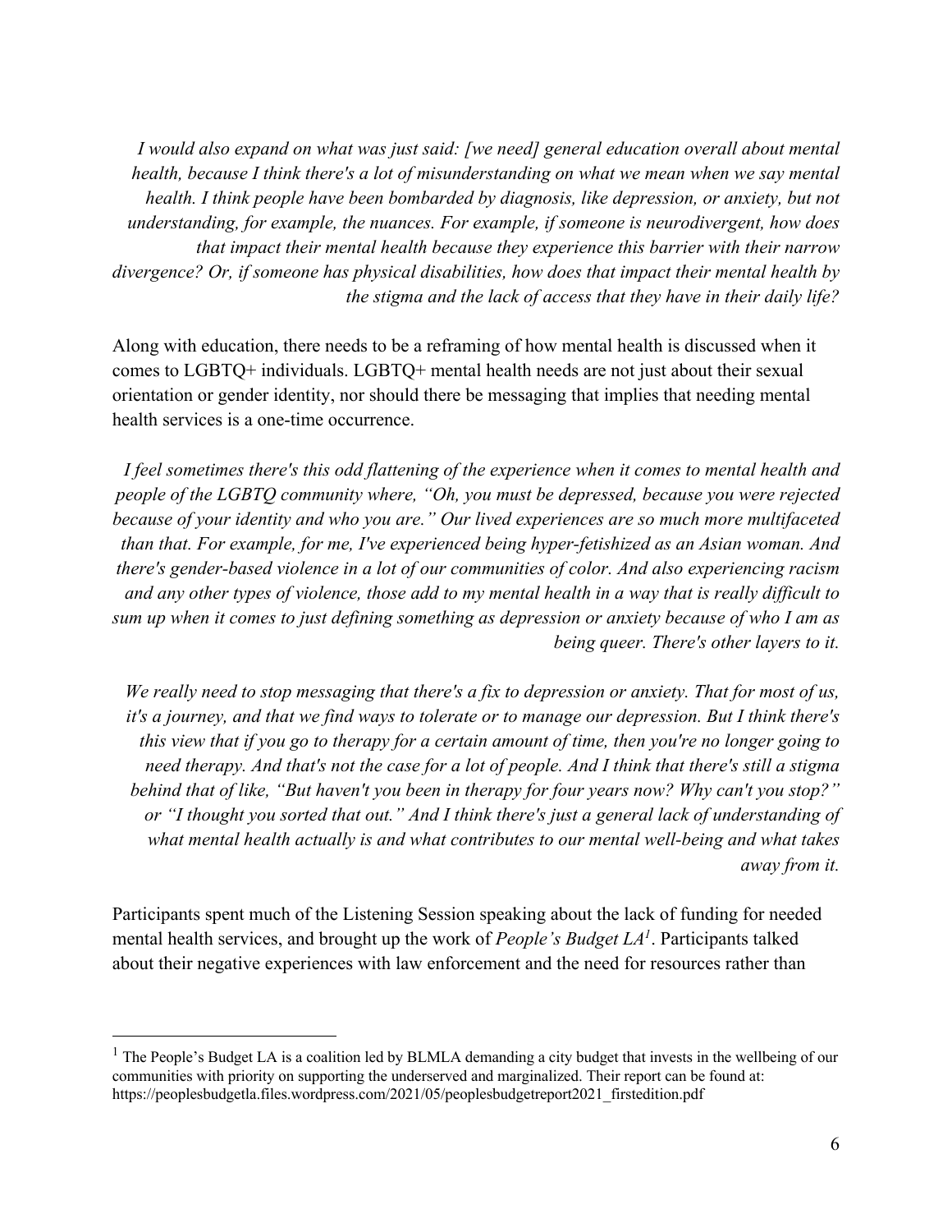*I would also expand on what was just said: [we need] general education overall about mental health, because I think there's a lot of misunderstanding on what we mean when we say mental health. I think people have been bombarded by diagnosis, like depression, or anxiety, but not understanding, for example, the nuances. For example, if someone is neurodivergent, how does that impact their mental health because they experience this barrier with their narrow divergence? Or, if someone has physical disabilities, how does that impact their mental health by the stigma and the lack of access that they have in their daily life?*

Along with education, there needs to be a reframing of how mental health is discussed when it comes to LGBTQ+ individuals. LGBTQ+ mental health needs are not just about their sexual orientation or gender identity, nor should there be messaging that implies that needing mental health services is a one-time occurrence.

*I feel sometimes there's this odd flattening of the experience when it comes to mental health and people of the LGBTQ community where, "Oh, you must be depressed, because you were rejected because of your identity and who you are." Our lived experiences are so much more multifaceted than that. For example, for me, I've experienced being hyper-fetishized as an Asian woman. And there's gender-based violence in a lot of our communities of color. And also experiencing racism and any other types of violence, those add to my mental health in a way that is really difficult to sum up when it comes to just defining something as depression or anxiety because of who I am as being queer. There's other layers to it.*

*We really need to stop messaging that there's a fix to depression or anxiety. That for most of us, it's a journey, and that we find ways to tolerate or to manage our depression. But I think there's this view that if you go to therapy for a certain amount of time, then you're no longer going to need therapy. And that's not the case for a lot of people. And I think that there's still a stigma behind that of like, "But haven't you been in therapy for four years now? Why can't you stop?" or "I thought you sorted that out." And I think there's just a general lack of understanding of what mental health actually is and what contributes to our mental well-being and what takes away from it.*

Participants spent much of the Listening Session speaking about the lack of funding for needed mental health services, and brought up the work of *People's Budget LA*[1]. Participants talked about their negative experiences with law enforcement and the need for resources rather than

[1] The People's Budget LA is a coalition led by BLMLA demanding a city budget that invests in the wellbeing of our communities with priority on supporting the underserved and marginalized. Their report can be found at: https://peoplesbudgetla.files.wordpress.com/2021/05/peoplesbudgetreport2021_firstedition.pdf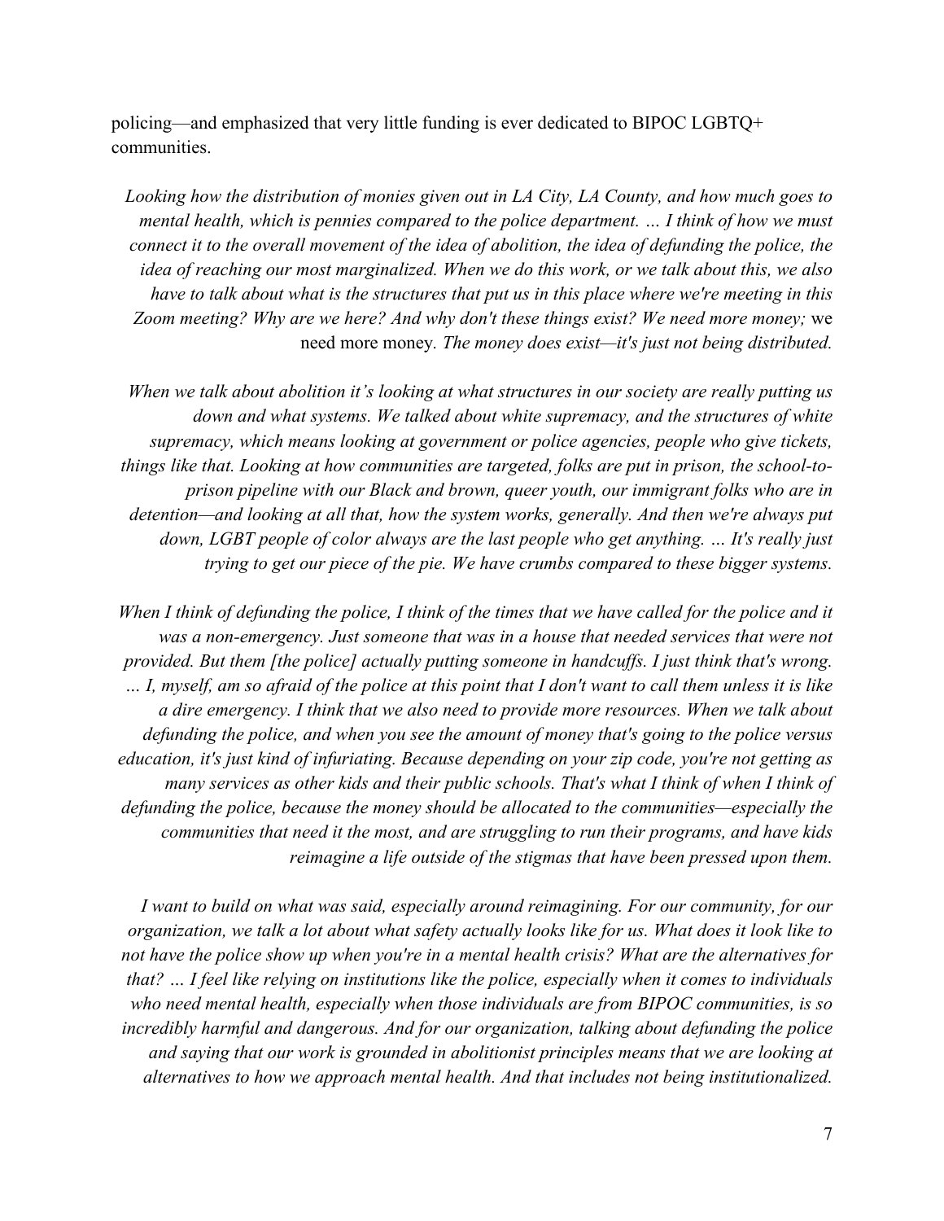policing—and emphasized that very little funding is ever dedicated to BIPOC LGBTQ+ communities.

> *Looking how the distribution of monies given out in LA City, LA County, and how much goes to mental health, which is pennies compared to the police department. … I think of how we must connect it to the overall movement of the idea of abolition, the idea of defunding the police, the idea of reaching our most marginalized. When we do this work, or we talk about this, we also have to talk about what is the structures that put us in this place where we're meeting in this Zoom meeting? Why are we here? And why don't these things exist? We need more money;* we need more money. *The money does exist—it's just not being distributed.*
>
> *When we talk about abolition it's looking at what structures in our society are really putting us down and what systems. We talked about white supremacy, and the structures of white supremacy, which means looking at government or police agencies, people who give tickets, things like that. Looking at how communities are targeted, folks are put in prison, the school-to-prison pipeline with our Black and brown, queer youth, our immigrant folks who are in detention—and looking at all that, how the system works, generally. And then we're always put down, LGBT people of color always are the last people who get anything. … It's really just trying to get our piece of the pie. We have crumbs compared to these bigger systems.*
>
> *When I think of defunding the police, I think of the times that we have called for the police and it was a non-emergency. Just someone that was in a house that needed services that were not provided. But them [the police] actually putting someone in handcuffs. I just think that's wrong. … I, myself, am so afraid of the police at this point that I don't want to call them unless it is like a dire emergency. I think that we also need to provide more resources. When we talk about defunding the police, and when you see the amount of money that's going to the police versus education, it's just kind of infuriating. Because depending on your zip code, you're not getting as many services as other kids and their public schools. That's what I think of when I think of defunding the police, because the money should be allocated to the communities—especially the communities that need it the most, and are struggling to run their programs, and have kids reimagine a life outside of the stigmas that have been pressed upon them.*
>
> *I want to build on what was said, especially around reimagining. For our community, for our organization, we talk a lot about what safety actually looks like for us. What does it look like to not have the police show up when you're in a mental health crisis? What are the alternatives for that? … I feel like relying on institutions like the police, especially when it comes to individuals who need mental health, especially when those individuals are from BIPOC communities, is so incredibly harmful and dangerous. And for our organization, talking about defunding the police and saying that our work is grounded in abolitionist principles means that we are looking at alternatives to how we approach mental health. And that includes not being institutionalized.*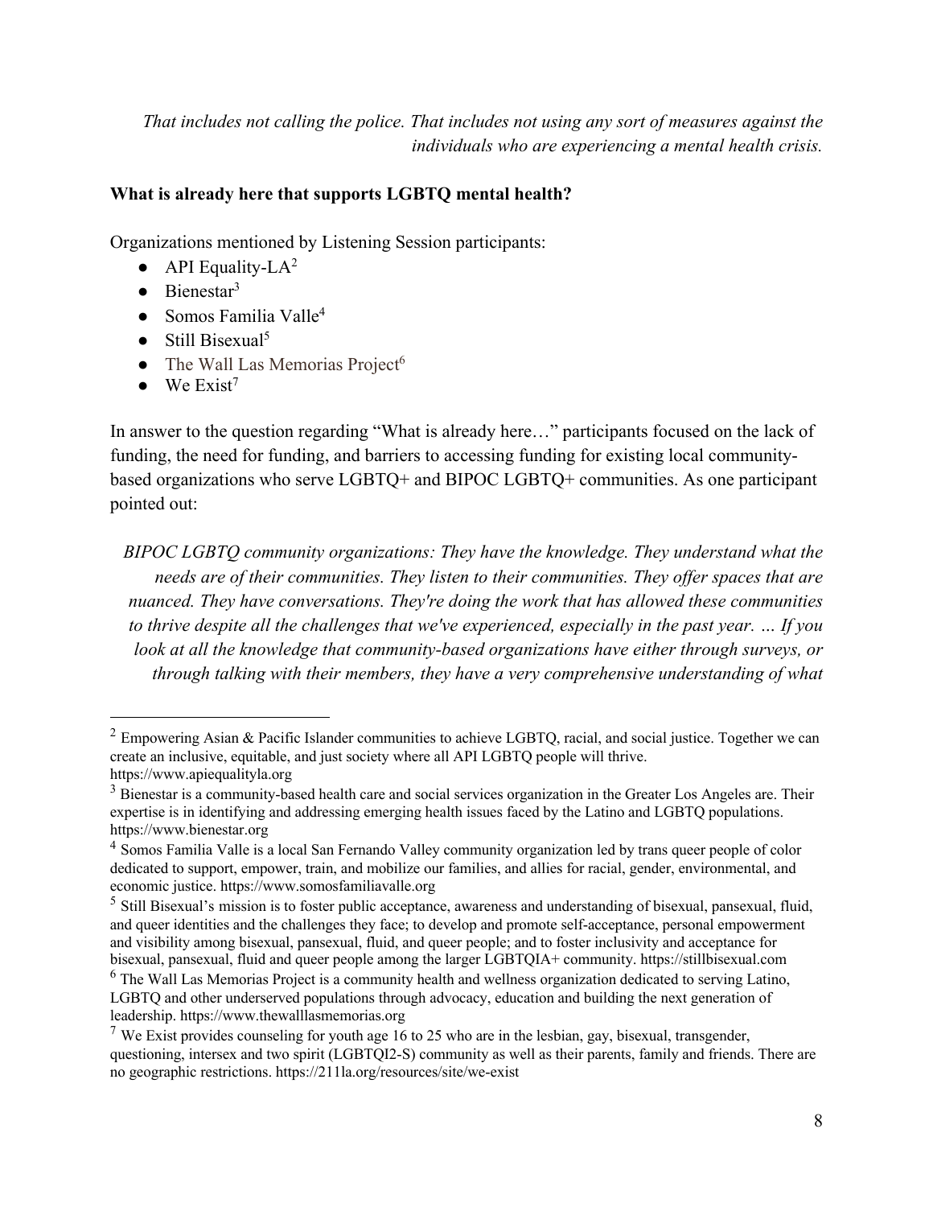*That includes not calling the police. That includes not using any sort of measures against the individuals who are experiencing a mental health crisis.*

**What is already here that supports LGBTQ mental health?**

Organizations mentioned by Listening Session participants:

- API Equality-LA[2]
- Bienestar[3]
- Somos Familia Valle[4]
- Still Bisexual[5]
- The Wall Las Memorias Project[6]
- We Exist[7]

In answer to the question regarding "What is already here…" participants focused on the lack of funding, the need for funding, and barriers to accessing funding for existing local community-based organizations who serve LGBTQ+ and BIPOC LGBTQ+ communities. As one participant pointed out:

*BIPOC LGBTQ community organizations: They have the knowledge. They understand what the needs are of their communities. They listen to their communities. They offer spaces that are nuanced. They have conversations. They're doing the work that has allowed these communities to thrive despite all the challenges that we've experienced, especially in the past year. … If you look at all the knowledge that community-based organizations have either through surveys, or through talking with their members, they have a very comprehensive understanding of what*

---

[2] Empowering Asian & Pacific Islander communities to achieve LGBTQ, racial, and social justice. Together we can create an inclusive, equitable, and just society where all API LGBTQ people will thrive. https://www.apiequalityla.org

[3] Bienestar is a community-based health care and social services organization in the Greater Los Angeles are. Their expertise is in identifying and addressing emerging health issues faced by the Latino and LGBTQ populations. https://www.bienestar.org

[4] Somos Familia Valle is a local San Fernando Valley community organization led by trans queer people of color dedicated to support, empower, train, and mobilize our families, and allies for racial, gender, environmental, and economic justice. https://www.somosfamiliavalle.org

[5] Still Bisexual's mission is to foster public acceptance, awareness and understanding of bisexual, pansexual, fluid, and queer identities and the challenges they face; to develop and promote self-acceptance, personal empowerment and visibility among bisexual, pansexual, fluid, and queer people; and to foster inclusivity and acceptance for bisexual, pansexual, fluid and queer people among the larger LGBTQIA+ community. https://stillbisexual.com

[6] The Wall Las Memorias Project is a community health and wellness organization dedicated to serving Latino, LGBTQ and other underserved populations through advocacy, education and building the next generation of leadership. https://www.thewalllasmemorias.org

[7] We Exist provides counseling for youth age 16 to 25 who are in the lesbian, gay, bisexual, transgender, questioning, intersex and two spirit (LGBTQI2-S) community as well as their parents, family and friends. There are no geographic restrictions. https://211la.org/resources/site/we-exist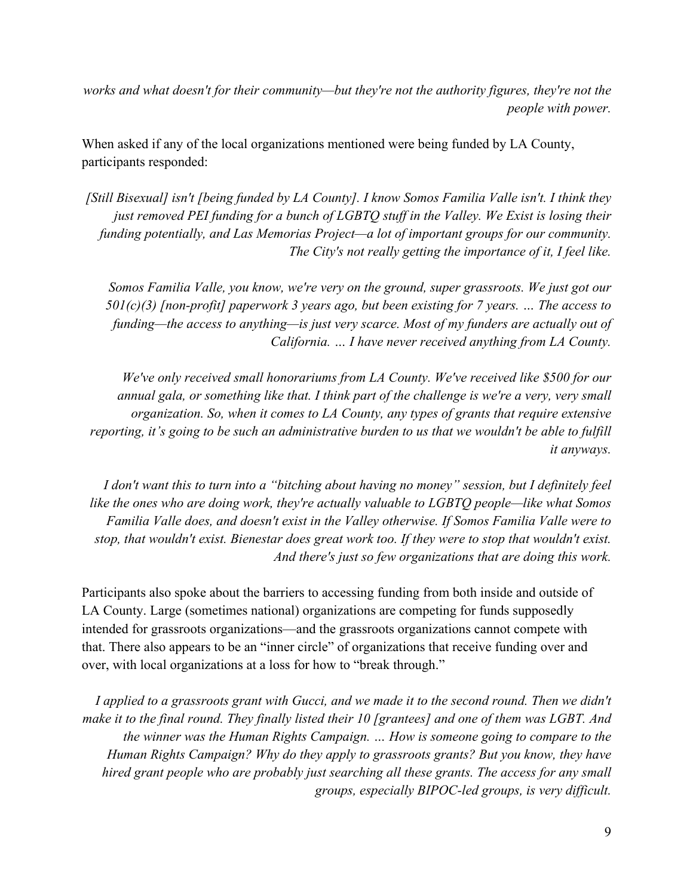*works and what doesn't for their community—but they're not the authority figures, they're not the people with power.*

When asked if any of the local organizations mentioned were being funded by LA County, participants responded:

*[Still Bisexual] isn't [being funded by LA County]. I know Somos Familia Valle isn't. I think they just removed PEI funding for a bunch of LGBTQ stuff in the Valley. We Exist is losing their funding potentially, and Las Memorias Project—a lot of important groups for our community. The City's not really getting the importance of it, I feel like.*

*Somos Familia Valle, you know, we're very on the ground, super grassroots. We just got our 501(c)(3) [non-profit] paperwork 3 years ago, but been existing for 7 years. … The access to funding—the access to anything—is just very scarce. Most of my funders are actually out of California. … I have never received anything from LA County.*

*We've only received small honorariums from LA County. We've received like $500 for our annual gala, or something like that. I think part of the challenge is we're a very, very small organization. So, when it comes to LA County, any types of grants that require extensive reporting, it's going to be such an administrative burden to us that we wouldn't be able to fulfill it anyways.*

*I don't want this to turn into a "bitching about having no money" session, but I definitely feel like the ones who are doing work, they're actually valuable to LGBTQ people—like what Somos Familia Valle does, and doesn't exist in the Valley otherwise. If Somos Familia Valle were to stop, that wouldn't exist. Bienestar does great work too. If they were to stop that wouldn't exist. And there's just so few organizations that are doing this work.*

Participants also spoke about the barriers to accessing funding from both inside and outside of LA County. Large (sometimes national) organizations are competing for funds supposedly intended for grassroots organizations—and the grassroots organizations cannot compete with that. There also appears to be an "inner circle" of organizations that receive funding over and over, with local organizations at a loss for how to "break through."

*I applied to a grassroots grant with Gucci, and we made it to the second round. Then we didn't make it to the final round. They finally listed their 10 [grantees] and one of them was LGBT. And the winner was the Human Rights Campaign. … How is someone going to compare to the Human Rights Campaign? Why do they apply to grassroots grants? But you know, they have hired grant people who are probably just searching all these grants. The access for any small groups, especially BIPOC-led groups, is very difficult.*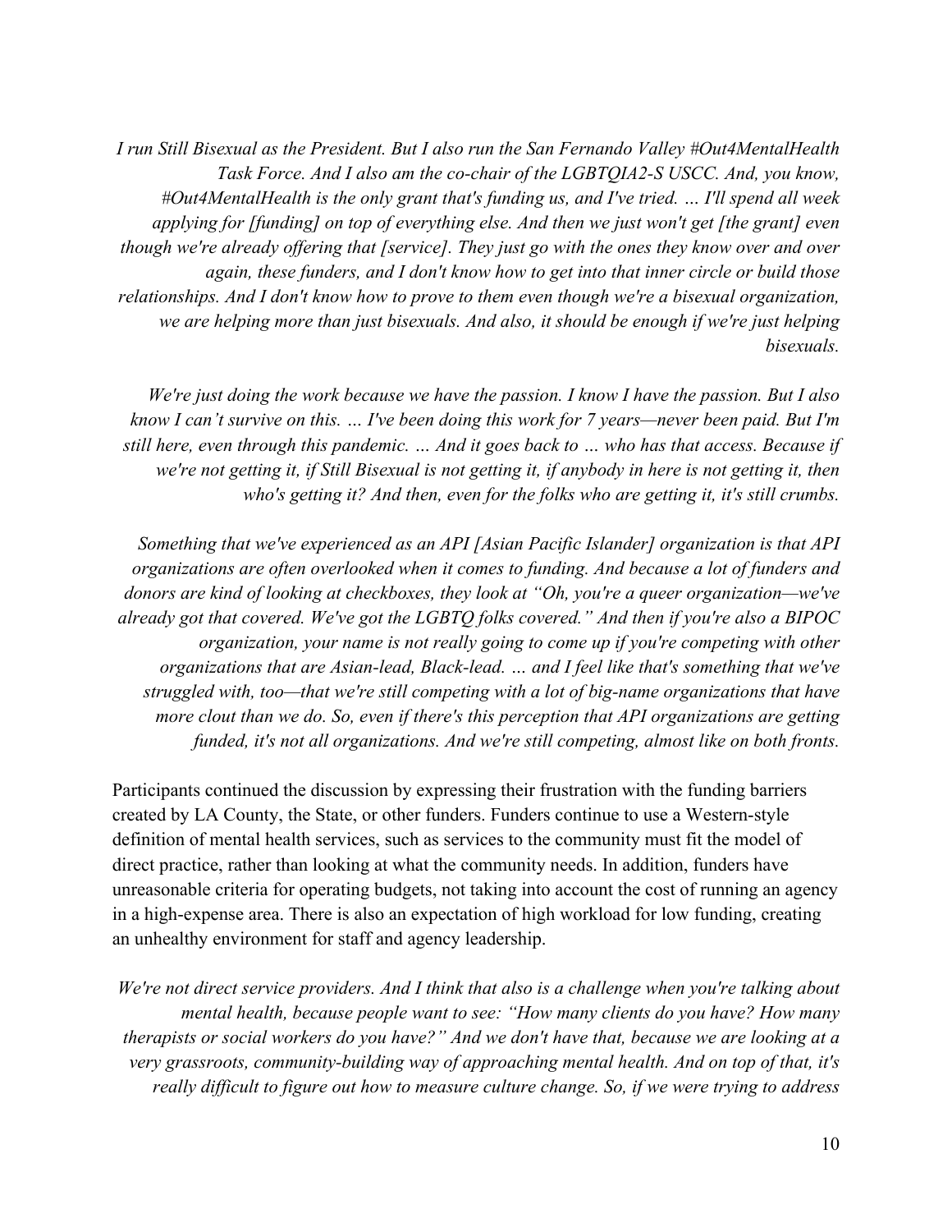*I run Still Bisexual as the President. But I also run the San Fernando Valley #Out4MentalHealth Task Force. And I also am the co-chair of the LGBTQIA2-S USCC. And, you know, #Out4MentalHealth is the only grant that's funding us, and I've tried. … I'll spend all week applying for [funding] on top of everything else. And then we just won't get [the grant] even though we're already offering that [service]. They just go with the ones they know over and over again, these funders, and I don't know how to get into that inner circle or build those relationships. And I don't know how to prove to them even though we're a bisexual organization, we are helping more than just bisexuals. And also, it should be enough if we're just helping bisexuals.*

*We're just doing the work because we have the passion. I know I have the passion. But I also know I can't survive on this. … I've been doing this work for 7 years—never been paid. But I'm still here, even through this pandemic. … And it goes back to … who has that access. Because if we're not getting it, if Still Bisexual is not getting it, if anybody in here is not getting it, then who's getting it? And then, even for the folks who are getting it, it's still crumbs.*

*Something that we've experienced as an API [Asian Pacific Islander] organization is that API organizations are often overlooked when it comes to funding. And because a lot of funders and donors are kind of looking at checkboxes, they look at "Oh, you're a queer organization—we've already got that covered. We've got the LGBTQ folks covered." And then if you're also a BIPOC organization, your name is not really going to come up if you're competing with other organizations that are Asian-lead, Black-lead. … and I feel like that's something that we've struggled with, too—that we're still competing with a lot of big-name organizations that have more clout than we do. So, even if there's this perception that API organizations are getting funded, it's not all organizations. And we're still competing, almost like on both fronts.*

Participants continued the discussion by expressing their frustration with the funding barriers created by LA County, the State, or other funders. Funders continue to use a Western-style definition of mental health services, such as services to the community must fit the model of direct practice, rather than looking at what the community needs. In addition, funders have unreasonable criteria for operating budgets, not taking into account the cost of running an agency in a high-expense area. There is also an expectation of high workload for low funding, creating an unhealthy environment for staff and agency leadership.

*We're not direct service providers. And I think that also is a challenge when you're talking about mental health, because people want to see: "How many clients do you have? How many therapists or social workers do you have?" And we don't have that, because we are looking at a very grassroots, community-building way of approaching mental health. And on top of that, it's really difficult to figure out how to measure culture change. So, if we were trying to address*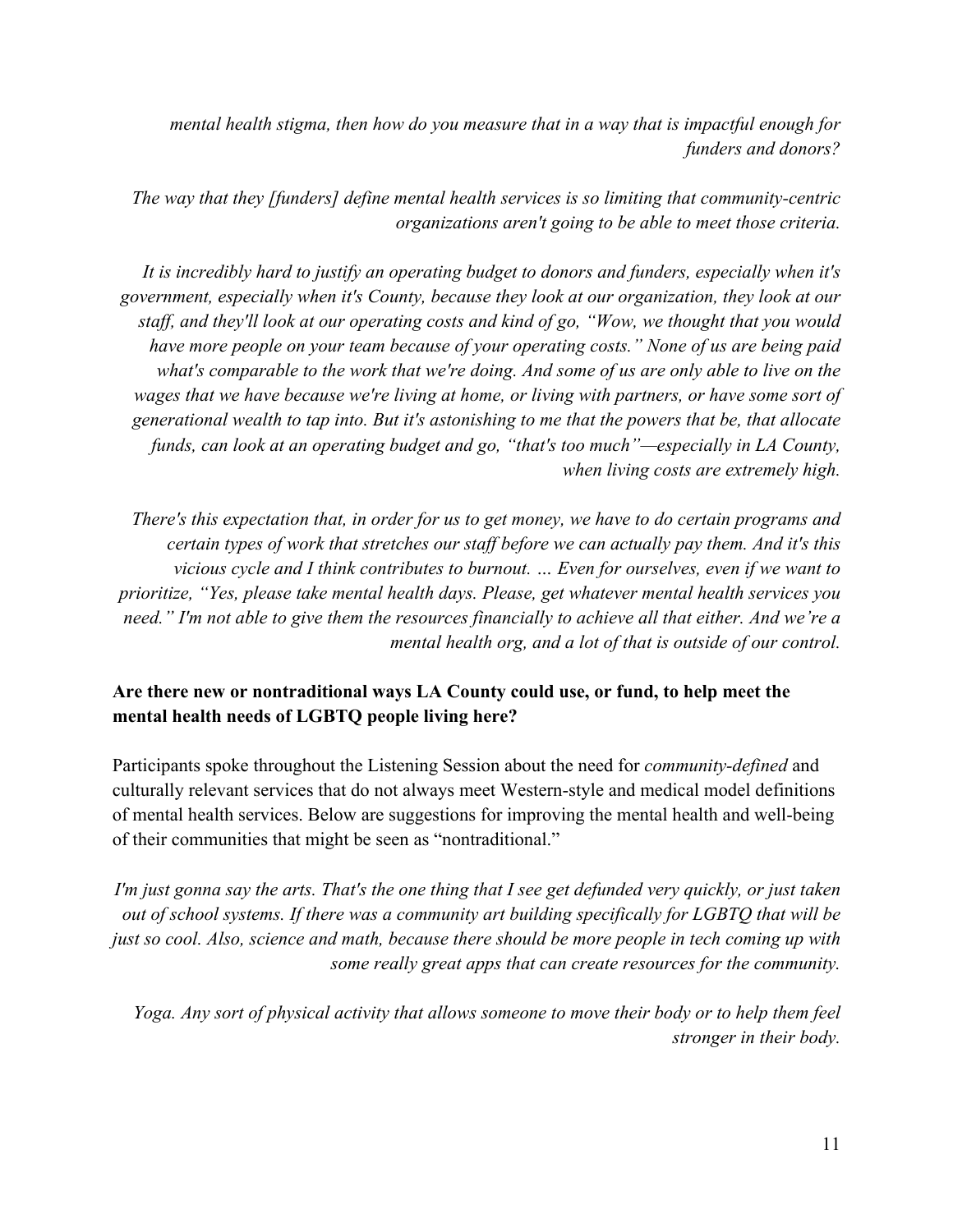*mental health stigma, then how do you measure that in a way that is impactful enough for funders and donors?*

*The way that they [funders] define mental health services is so limiting that community-centric organizations aren't going to be able to meet those criteria.*

*It is incredibly hard to justify an operating budget to donors and funders, especially when it's government, especially when it's County, because they look at our organization, they look at our staff, and they'll look at our operating costs and kind of go, "Wow, we thought that you would have more people on your team because of your operating costs." None of us are being paid what's comparable to the work that we're doing. And some of us are only able to live on the wages that we have because we're living at home, or living with partners, or have some sort of generational wealth to tap into. But it's astonishing to me that the powers that be, that allocate funds, can look at an operating budget and go, "that's too much"—especially in LA County, when living costs are extremely high.*

*There's this expectation that, in order for us to get money, we have to do certain programs and certain types of work that stretches our staff before we can actually pay them. And it's this vicious cycle and I think contributes to burnout. … Even for ourselves, even if we want to prioritize, "Yes, please take mental health days. Please, get whatever mental health services you need." I'm not able to give them the resources financially to achieve all that either. And we're a mental health org, and a lot of that is outside of our control.*

**Are there new or nontraditional ways LA County could use, or fund, to help meet the mental health needs of LGBTQ people living here?**

Participants spoke throughout the Listening Session about the need for *community-defined* and culturally relevant services that do not always meet Western-style and medical model definitions of mental health services. Below are suggestions for improving the mental health and well-being of their communities that might be seen as "nontraditional."

*I'm just gonna say the arts. That's the one thing that I see get defunded very quickly, or just taken out of school systems. If there was a community art building specifically for LGBTQ that will be just so cool. Also, science and math, because there should be more people in tech coming up with some really great apps that can create resources for the community.*

*Yoga. Any sort of physical activity that allows someone to move their body or to help them feel stronger in their body.*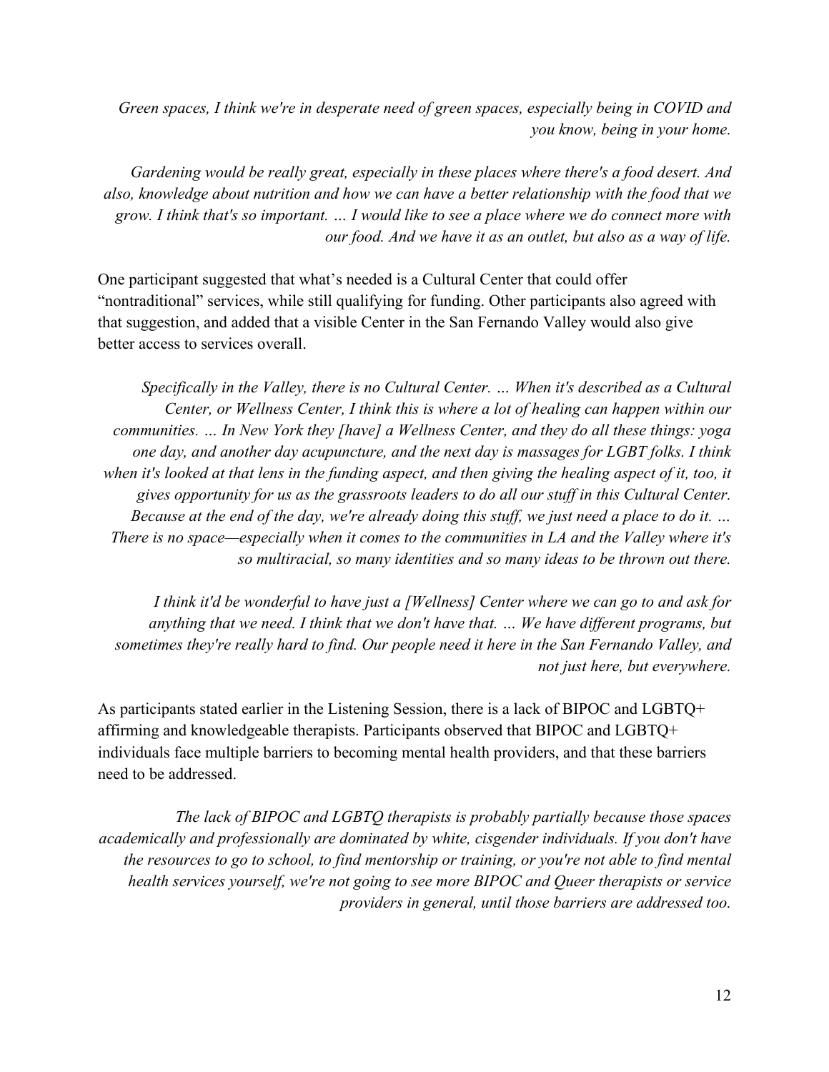*Green spaces, I think we're in desperate need of green spaces, especially being in COVID and you know, being in your home.*

*Gardening would be really great, especially in these places where there's a food desert. And also, knowledge about nutrition and how we can have a better relationship with the food that we grow. I think that's so important. … I would like to see a place where we do connect more with our food. And we have it as an outlet, but also as a way of life.*

One participant suggested that what's needed is a Cultural Center that could offer "nontraditional" services, while still qualifying for funding. Other participants also agreed with that suggestion, and added that a visible Center in the San Fernando Valley would also give better access to services overall.

*Specifically in the Valley, there is no Cultural Center. … When it's described as a Cultural Center, or Wellness Center, I think this is where a lot of healing can happen within our communities. … In New York they [have] a Wellness Center, and they do all these things: yoga one day, and another day acupuncture, and the next day is massages for LGBT folks. I think when it's looked at that lens in the funding aspect, and then giving the healing aspect of it, too, it gives opportunity for us as the grassroots leaders to do all our stuff in this Cultural Center. Because at the end of the day, we're already doing this stuff, we just need a place to do it. … There is no space—especially when it comes to the communities in LA and the Valley where it's so multiracial, so many identities and so many ideas to be thrown out there.*

*I think it'd be wonderful to have just a [Wellness] Center where we can go to and ask for anything that we need. I think that we don't have that. … We have different programs, but sometimes they're really hard to find. Our people need it here in the San Fernando Valley, and not just here, but everywhere.*

As participants stated earlier in the Listening Session, there is a lack of BIPOC and LGBTQ+ affirming and knowledgeable therapists. Participants observed that BIPOC and LGBTQ+ individuals face multiple barriers to becoming mental health providers, and that these barriers need to be addressed.

*The lack of BIPOC and LGBTQ therapists is probably partially because those spaces academically and professionally are dominated by white, cisgender individuals. If you don't have the resources to go to school, to find mentorship or training, or you're not able to find mental health services yourself, we're not going to see more BIPOC and Queer therapists or service providers in general, until those barriers are addressed too.*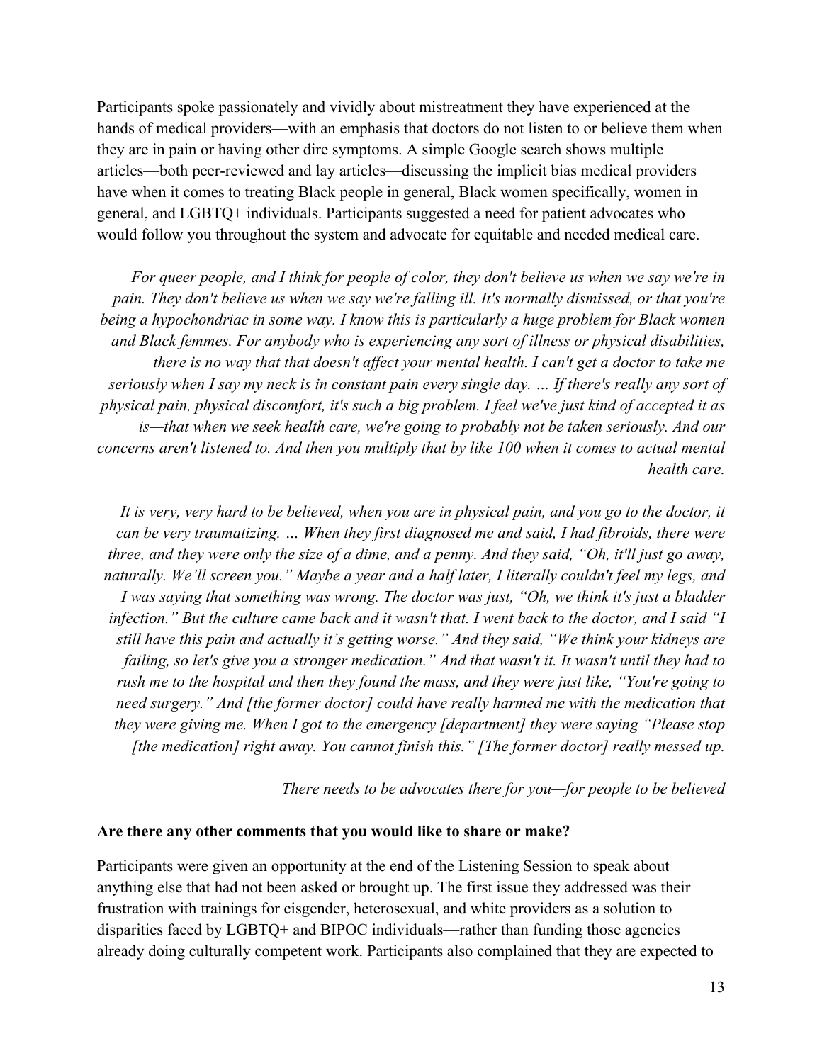Participants spoke passionately and vividly about mistreatment they have experienced at the hands of medical providers—with an emphasis that doctors do not listen to or believe them when they are in pain or having other dire symptoms. A simple Google search shows multiple articles—both peer-reviewed and lay articles—discussing the implicit bias medical providers have when it comes to treating Black people in general, Black women specifically, women in general, and LGBTQ+ individuals. Participants suggested a need for patient advocates who would follow you throughout the system and advocate for equitable and needed medical care.

> *For queer people, and I think for people of color, they don't believe us when we say we're in pain. They don't believe us when we say we're falling ill. It's normally dismissed, or that you're being a hypochondriac in some way. I know this is particularly a huge problem for Black women and Black femmes. For anybody who is experiencing any sort of illness or physical disabilities, there is no way that that doesn't affect your mental health. I can't get a doctor to take me seriously when I say my neck is in constant pain every single day. … If there's really any sort of physical pain, physical discomfort, it's such a big problem. I feel we've just kind of accepted it as is—that when we seek health care, we're going to probably not be taken seriously. And our concerns aren't listened to. And then you multiply that by like 100 when it comes to actual mental health care.*

> *It is very, very hard to be believed, when you are in physical pain, and you go to the doctor, it can be very traumatizing. … When they first diagnosed me and said, I had fibroids, there were three, and they were only the size of a dime, and a penny. And they said, "Oh, it'll just go away, naturally. We'll screen you." Maybe a year and a half later, I literally couldn't feel my legs, and I was saying that something was wrong. The doctor was just, "Oh, we think it's just a bladder infection." But the culture came back and it wasn't that. I went back to the doctor, and I said "I still have this pain and actually it's getting worse." And they said, "We think your kidneys are failing, so let's give you a stronger medication." And that wasn't it. It wasn't until they had to rush me to the hospital and then they found the mass, and they were just like, "You're going to need surgery." And [the former doctor] could have really harmed me with the medication that they were giving me. When I got to the emergency [department] they were saying "Please stop [the medication] right away. You cannot finish this." [The former doctor] really messed up.*

> *There needs to be advocates there for you—for people to be believed*

**Are there any other comments that you would like to share or make?**

Participants were given an opportunity at the end of the Listening Session to speak about anything else that had not been asked or brought up. The first issue they addressed was their frustration with trainings for cisgender, heterosexual, and white providers as a solution to disparities faced by LGBTQ+ and BIPOC individuals—rather than funding those agencies already doing culturally competent work. Participants also complained that they are expected to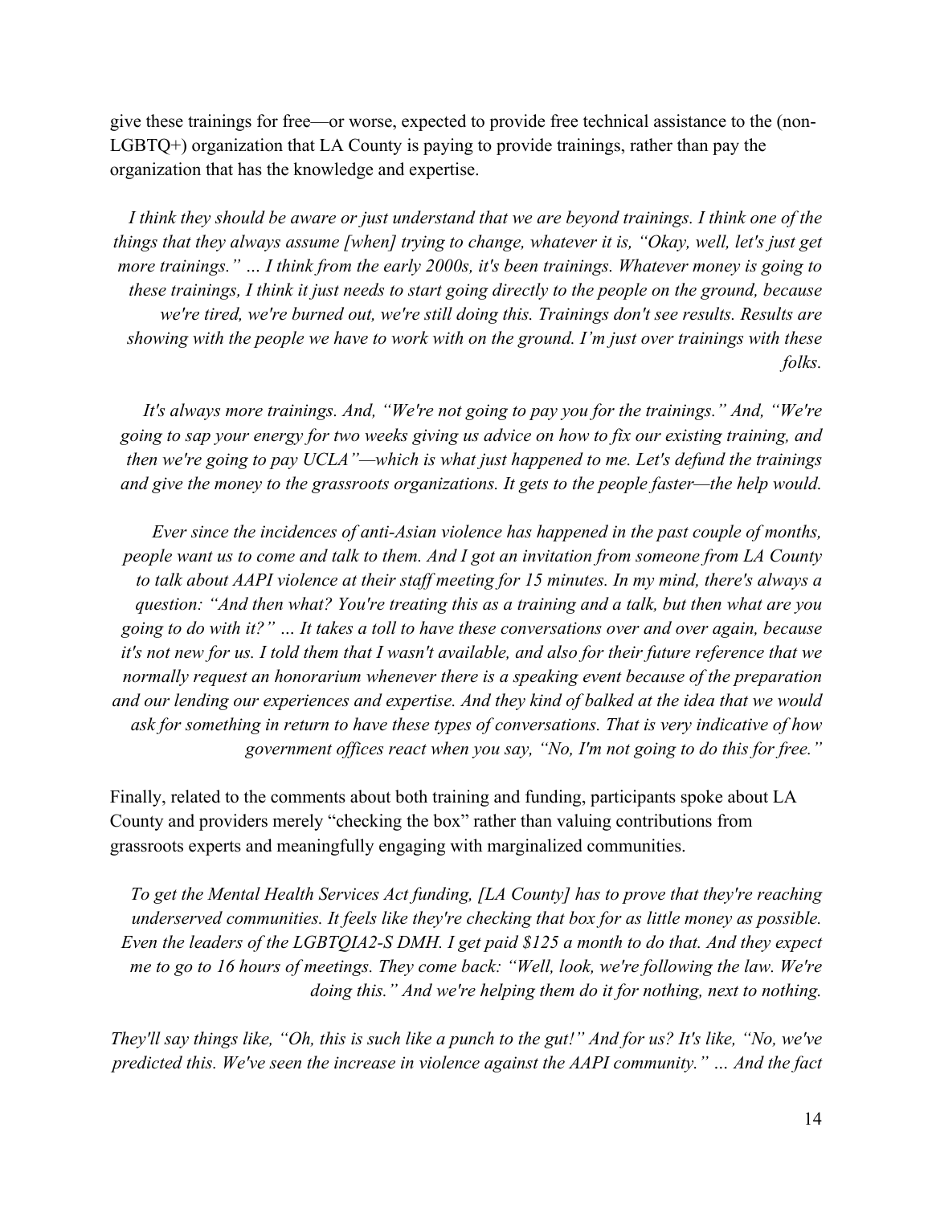give these trainings for free—or worse, expected to provide free technical assistance to the (non-LGBTQ+) organization that LA County is paying to provide trainings, rather than pay the organization that has the knowledge and expertise.

> *I think they should be aware or just understand that we are beyond trainings. I think one of the things that they always assume [when] trying to change, whatever it is, "Okay, well, let's just get more trainings." … I think from the early 2000s, it's been trainings. Whatever money is going to these trainings, I think it just needs to start going directly to the people on the ground, because we're tired, we're burned out, we're still doing this. Trainings don't see results. Results are showing with the people we have to work with on the ground. I'm just over trainings with these folks.*

> *It's always more trainings. And, "We're not going to pay you for the trainings." And, "We're going to sap your energy for two weeks giving us advice on how to fix our existing training, and then we're going to pay UCLA"—which is what just happened to me. Let's defund the trainings and give the money to the grassroots organizations. It gets to the people faster—the help would.*

> *Ever since the incidences of anti-Asian violence has happened in the past couple of months, people want us to come and talk to them. And I got an invitation from someone from LA County to talk about AAPI violence at their staff meeting for 15 minutes. In my mind, there's always a question: "And then what? You're treating this as a training and a talk, but then what are you going to do with it?" … It takes a toll to have these conversations over and over again, because it's not new for us. I told them that I wasn't available, and also for their future reference that we normally request an honorarium whenever there is a speaking event because of the preparation and our lending our experiences and expertise. And they kind of balked at the idea that we would ask for something in return to have these types of conversations. That is very indicative of how government offices react when you say, "No, I'm not going to do this for free."*

Finally, related to the comments about both training and funding, participants spoke about LA County and providers merely "checking the box" rather than valuing contributions from grassroots experts and meaningfully engaging with marginalized communities.

> *To get the Mental Health Services Act funding, [LA County] has to prove that they're reaching underserved communities. It feels like they're checking that box for as little money as possible. Even the leaders of the LGBTQIA2-S DMH. I get paid $125 a month to do that. And they expect me to go to 16 hours of meetings. They come back: "Well, look, we're following the law. We're doing this." And we're helping them do it for nothing, next to nothing.*

> *They'll say things like, "Oh, this is such like a punch to the gut!" And for us? It's like, "No, we've predicted this. We've seen the increase in violence against the AAPI community." … And the fact*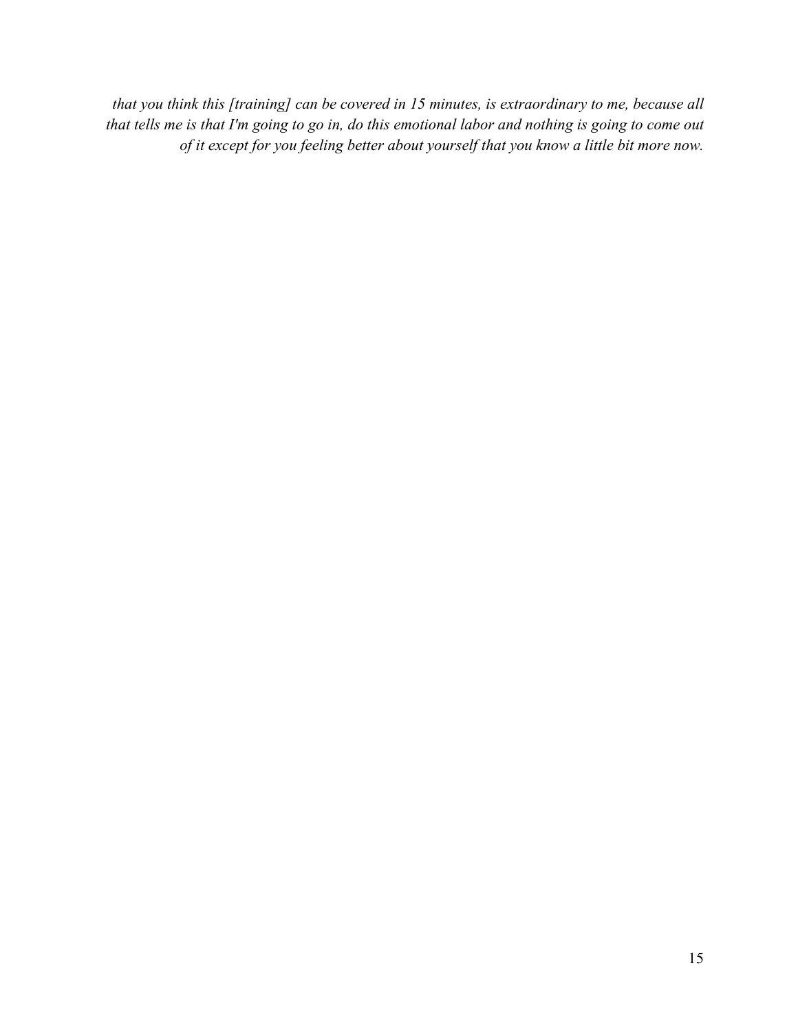*that you think this [training] can be covered in 15 minutes, is extraordinary to me, because all that tells me is that I'm going to go in, do this emotional labor and nothing is going to come out of it except for you feeling better about yourself that you know a little bit more now.*